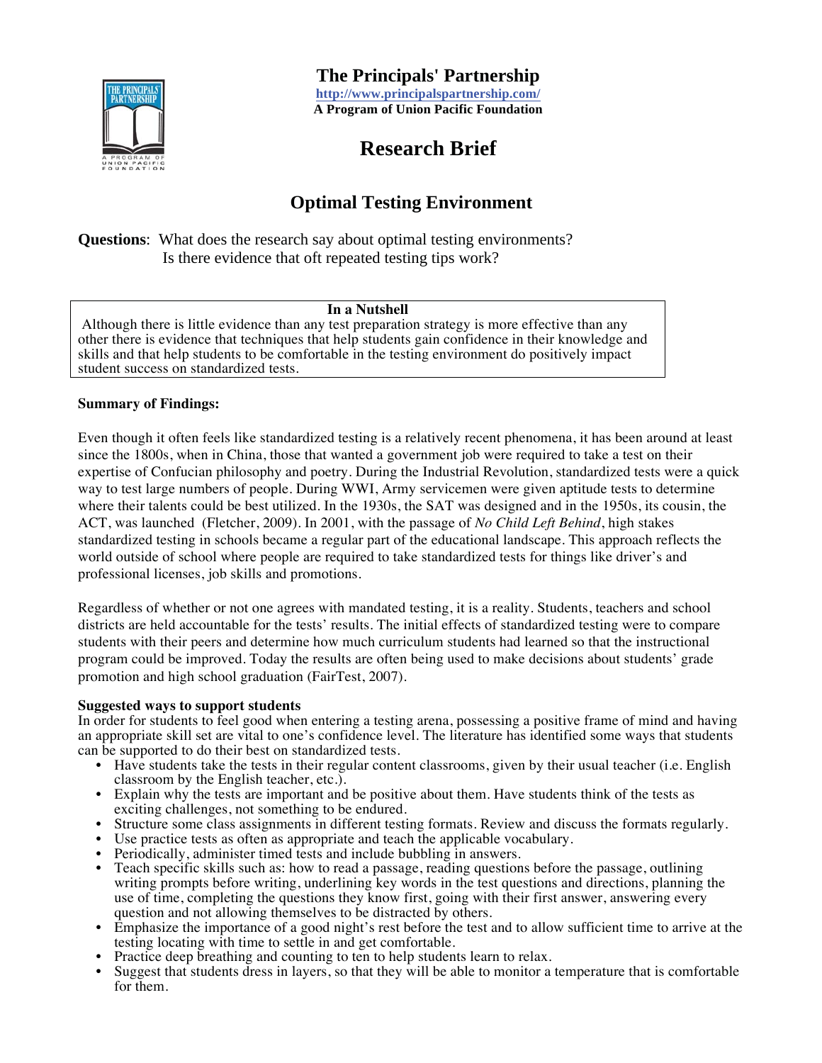# The Principals' Partnership

http://www.principalspartnership.com/

**A Program of Union Pacific Foundation**

## Research Brief

## Optimal Testing Environment

**Questions**: What does the research say about optimal testing environments?
Is there evidence that oft repeated testing tips work?

**In a Nutshell**

Although there is little evidence than any test preparation strategy is more effective than any other there is evidence that techniques that help students gain confidence in their knowledge and skills and that help students to be comfortable in the testing environment do positively impact student success on standardized tests.

**Summary of Findings:**

Even though it often feels like standardized testing is a relatively recent phenomena, it has been around at least since the 1800s, when in China, those that wanted a government job were required to take a test on their expertise of Confucian philosophy and poetry. During the Industrial Revolution, standardized tests were a quick way to test large numbers of people. During WWI, Army servicemen were given aptitude tests to determine where their talents could be best utilized. In the 1930s, the SAT was designed and in the 1950s, its cousin, the ACT, was launched (Fletcher, 2009). In 2001, with the passage of *No Child Left Behind*, high stakes standardized testing in schools became a regular part of the educational landscape. This approach reflects the world outside of school where people are required to take standardized tests for things like driver's and professional licenses, job skills and promotions.

Regardless of whether or not one agrees with mandated testing, it is a reality. Students, teachers and school districts are held accountable for the tests' results. The initial effects of standardized testing were to compare students with their peers and determine how much curriculum students had learned so that the instructional program could be improved. Today the results are often being used to make decisions about students' grade promotion and high school graduation (FairTest, 2007).

**Suggested ways to support students**

In order for students to feel good when entering a testing arena, possessing a positive frame of mind and having an appropriate skill set are vital to one's confidence level. The literature has identified some ways that students can be supported to do their best on standardized tests.

- Have students take the tests in their regular content classrooms, given by their usual teacher (i.e. English classroom by the English teacher, etc.).
- Explain why the tests are important and be positive about them. Have students think of the tests as exciting challenges, not something to be endured.
- Structure some class assignments in different testing formats. Review and discuss the formats regularly.
- Use practice tests as often as appropriate and teach the applicable vocabulary.
- Periodically, administer timed tests and include bubbling in answers.
- Teach specific skills such as: how to read a passage, reading questions before the passage, outlining writing prompts before writing, underlining key words in the test questions and directions, planning the use of time, completing the questions they know first, going with their first answer, answering every question and not allowing themselves to be distracted by others.
- Emphasize the importance of a good night's rest before the test and to allow sufficient time to arrive at the testing locating with time to settle in and get comfortable.
- Practice deep breathing and counting to ten to help students learn to relax.
- Suggest that students dress in layers, so that they will be able to monitor a temperature that is comfortable for them.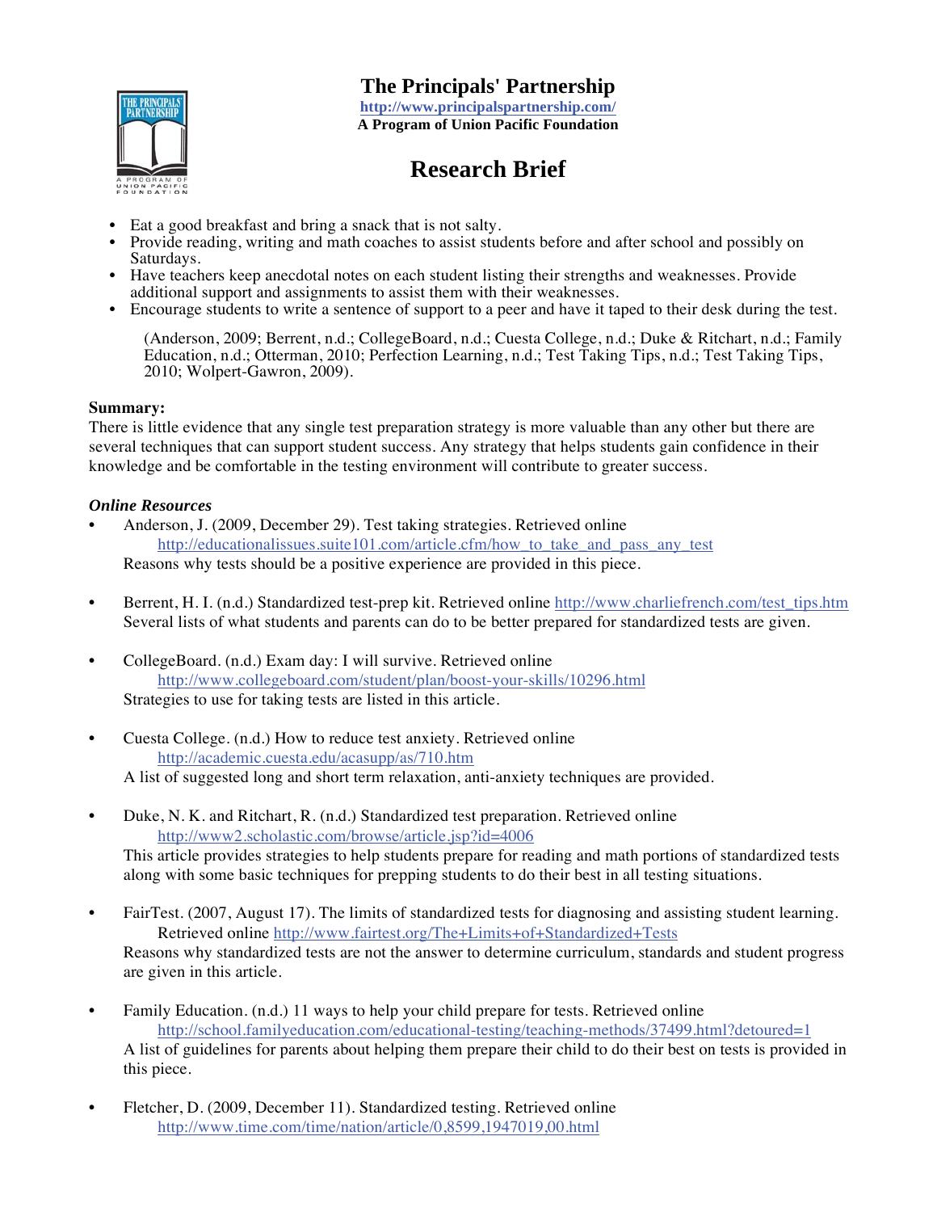- Eat a good breakfast and bring a snack that is not salty.
- Provide reading, writing and math coaches to assist students before and after school and possibly on Saturdays.
- Have teachers keep anecdotal notes on each student listing their strengths and weaknesses. Provide additional support and assignments to assist them with their weaknesses.
- Encourage students to write a sentence of support to a peer and have it taped to their desk during the test.

(Anderson, 2009; Berrent, n.d.; CollegeBoard, n.d.; Cuesta College, n.d.; Duke & Ritchart, n.d.; Family Education, n.d.; Otterman, 2010; Perfection Learning, n.d.; Test Taking Tips, n.d.; Test Taking Tips, 2010; Wolpert-Gawron, 2009).

**Summary:**
There is little evidence that any single test preparation strategy is more valuable than any other but there are several techniques that can support student success. Any strategy that helps students gain confidence in their knowledge and be comfortable in the testing environment will contribute to greater success.

***Online Resources***

- Anderson, J. (2009, December 29). Test taking strategies. Retrieved online http://educationalissues.suite101.com/article.cfm/how_to_take_and_pass_any_test
  Reasons why tests should be a positive experience are provided in this piece.

- Berrent, H. I. (n.d.) Standardized test-prep kit. Retrieved online http://www.charliefrench.com/test_tips.htm
  Several lists of what students and parents can do to be better prepared for standardized tests are given.

- CollegeBoard. (n.d.) Exam day: I will survive. Retrieved online http://www.collegeboard.com/student/plan/boost-your-skills/10296.html
  Strategies to use for taking tests are listed in this article.

- Cuesta College. (n.d.) How to reduce test anxiety. Retrieved online http://academic.cuesta.edu/acasupp/as/710.htm
  A list of suggested long and short term relaxation, anti-anxiety techniques are provided.

- Duke, N. K. and Ritchart, R. (n.d.) Standardized test preparation. Retrieved online http://www2.scholastic.com/browse/article.jsp?id=4006
  This article provides strategies to help students prepare for reading and math portions of standardized tests along with some basic techniques for prepping students to do their best in all testing situations.

- FairTest. (2007, August 17). The limits of standardized tests for diagnosing and assisting student learning. Retrieved online http://www.fairtest.org/The+Limits+of+Standardized+Tests
  Reasons why standardized tests are not the answer to determine curriculum, standards and student progress are given in this article.

- Family Education. (n.d.) 11 ways to help your child prepare for tests. Retrieved online http://school.familyeducation.com/educational-testing/teaching-methods/37499.html?detoured=1
  A list of guidelines for parents about helping them prepare their child to do their best on tests is provided in this piece.

- Fletcher, D. (2009, December 11). Standardized testing. Retrieved online http://www.time.com/time/nation/article/0,8599,1947019,00.html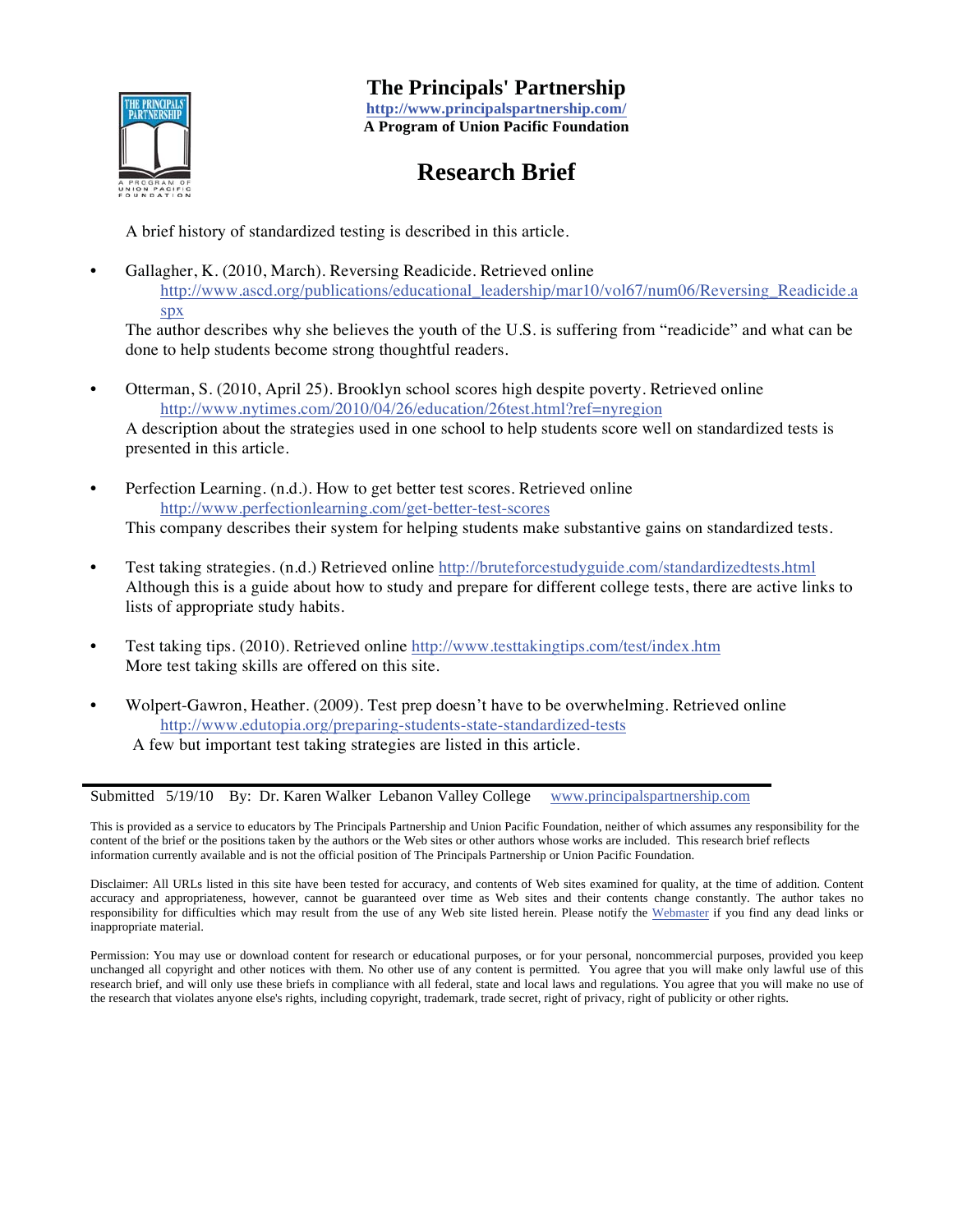# The Principals' Partnership

**http://www.principalspartnership.com/**

**A Program of Union Pacific Foundation**

## Research Brief

A brief history of standardized testing is described in this article.

- Gallagher, K. (2010, March). Reversing Readicide. Retrieved online http://www.ascd.org/publications/educational_leadership/mar10/vol67/num06/Reversing_Readicide.aspx
  The author describes why she believes the youth of the U.S. is suffering from "readicide" and what can be done to help students become strong thoughtful readers.

- Otterman, S. (2010, April 25). Brooklyn school scores high despite poverty. Retrieved online http://www.nytimes.com/2010/04/26/education/26test.html?ref=nyregion
  A description about the strategies used in one school to help students score well on standardized tests is presented in this article.

- Perfection Learning. (n.d.). How to get better test scores. Retrieved online http://www.perfectionlearning.com/get-better-test-scores
  This company describes their system for helping students make substantive gains on standardized tests.

- Test taking strategies. (n.d.) Retrieved online http://bruteforcestudyguide.com/standardizedtests.html
  Although this is a guide about how to study and prepare for different college tests, there are active links to lists of appropriate study habits.

- Test taking tips. (2010). Retrieved online http://www.testtakingtips.com/test/index.htm
  More test taking skills are offered on this site.

- Wolpert-Gawron, Heather. (2009). Test prep doesn't have to be overwhelming. Retrieved online http://www.edutopia.org/preparing-students-state-standardized-tests
  A few but important test taking strategies are listed in this article.

---

Submitted 5/19/10 By: Dr. Karen Walker Lebanon Valley College www.principalspartnership.com

This is provided as a service to educators by The Principals Partnership and Union Pacific Foundation, neither of which assumes any responsibility for the content of the brief or the positions taken by the authors or the Web sites or other authors whose works are included. This research brief reflects information currently available and is not the official position of The Principals Partnership or Union Pacific Foundation.

Disclaimer: All URLs listed in this site have been tested for accuracy, and contents of Web sites examined for quality, at the time of addition. Content accuracy and appropriateness, however, cannot be guaranteed over time as Web sites and their contents change constantly. The author takes no responsibility for difficulties which may result from the use of any Web site listed herein. Please notify the Webmaster if you find any dead links or inappropriate material.

Permission: You may use or download content for research or educational purposes, or for your personal, noncommercial purposes, provided you keep unchanged all copyright and other notices with them. No other use of any content is permitted. You agree that you will make only lawful use of this research brief, and will only use these briefs in compliance with all federal, state and local laws and regulations. You agree that you will make no use of the research that violates anyone else's rights, including copyright, trademark, trade secret, right of privacy, right of publicity or other rights.